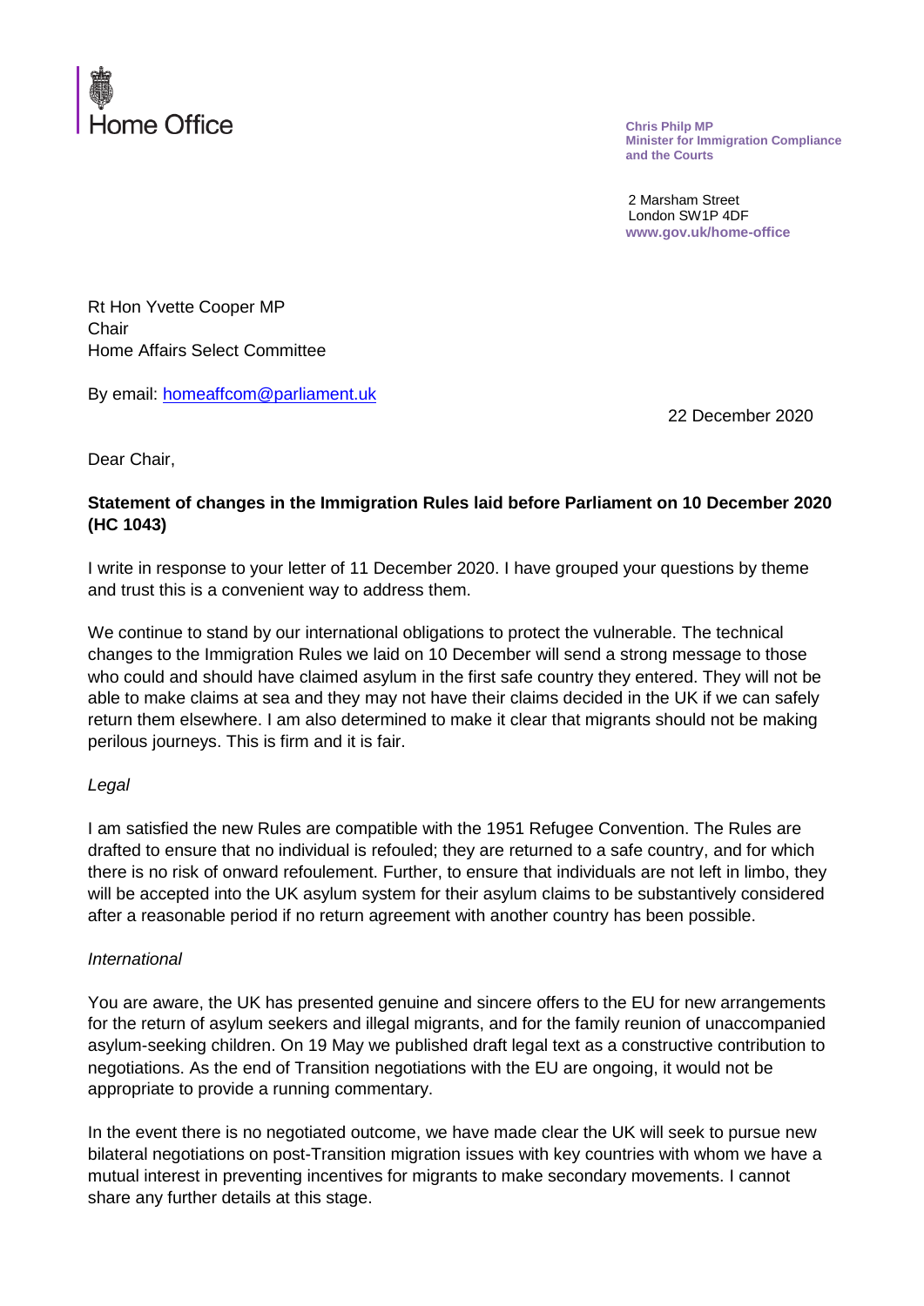Home Office

**Chris Philp MP**
**Minister for Immigration Compliance and the Courts**

2 Marsham Street
London SW1P 4DF
**www.gov.uk/home-office**

Rt Hon Yvette Cooper MP
Chair
Home Affairs Select Committee

By email: homeaffcom@parliament.uk

22 December 2020

Dear Chair,

**Statement of changes in the Immigration Rules laid before Parliament on 10 December 2020 (HC 1043)**

I write in response to your letter of 11 December 2020. I have grouped your questions by theme and trust this is a convenient way to address them.

We continue to stand by our international obligations to protect the vulnerable. The technical changes to the Immigration Rules we laid on 10 December will send a strong message to those who could and should have claimed asylum in the first safe country they entered. They will not be able to make claims at sea and they may not have their claims decided in the UK if we can safely return them elsewhere. I am also determined to make it clear that migrants should not be making perilous journeys. This is firm and it is fair.

*Legal*

I am satisfied the new Rules are compatible with the 1951 Refugee Convention. The Rules are drafted to ensure that no individual is refouled; they are returned to a safe country, and for which there is no risk of onward refoulement. Further, to ensure that individuals are not left in limbo, they will be accepted into the UK asylum system for their asylum claims to be substantively considered after a reasonable period if no return agreement with another country has been possible.

*International*

You are aware, the UK has presented genuine and sincere offers to the EU for new arrangements for the return of asylum seekers and illegal migrants, and for the family reunion of unaccompanied asylum-seeking children. On 19 May we published draft legal text as a constructive contribution to negotiations. As the end of Transition negotiations with the EU are ongoing, it would not be appropriate to provide a running commentary.

In the event there is no negotiated outcome, we have made clear the UK will seek to pursue new bilateral negotiations on post-Transition migration issues with key countries with whom we have a mutual interest in preventing incentives for migrants to make secondary movements. I cannot share any further details at this stage.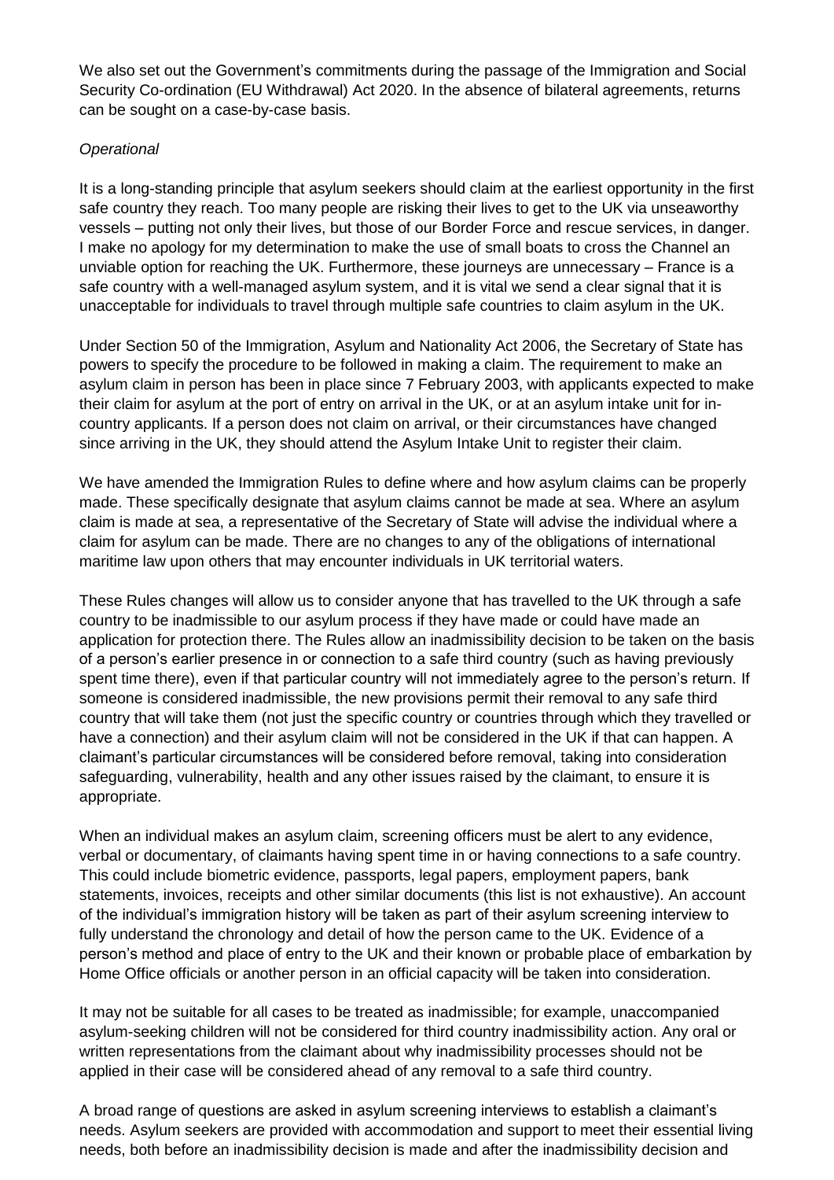We also set out the Government's commitments during the passage of the Immigration and Social Security Co-ordination (EU Withdrawal) Act 2020. In the absence of bilateral agreements, returns can be sought on a case-by-case basis.

*Operational*

It is a long-standing principle that asylum seekers should claim at the earliest opportunity in the first safe country they reach. Too many people are risking their lives to get to the UK via unseaworthy vessels – putting not only their lives, but those of our Border Force and rescue services, in danger. I make no apology for my determination to make the use of small boats to cross the Channel an unviable option for reaching the UK. Furthermore, these journeys are unnecessary – France is a safe country with a well-managed asylum system, and it is vital we send a clear signal that it is unacceptable for individuals to travel through multiple safe countries to claim asylum in the UK.

Under Section 50 of the Immigration, Asylum and Nationality Act 2006, the Secretary of State has powers to specify the procedure to be followed in making a claim. The requirement to make an asylum claim in person has been in place since 7 February 2003, with applicants expected to make their claim for asylum at the port of entry on arrival in the UK, or at an asylum intake unit for in-country applicants. If a person does not claim on arrival, or their circumstances have changed since arriving in the UK, they should attend the Asylum Intake Unit to register their claim.

We have amended the Immigration Rules to define where and how asylum claims can be properly made. These specifically designate that asylum claims cannot be made at sea. Where an asylum claim is made at sea, a representative of the Secretary of State will advise the individual where a claim for asylum can be made. There are no changes to any of the obligations of international maritime law upon others that may encounter individuals in UK territorial waters.

These Rules changes will allow us to consider anyone that has travelled to the UK through a safe country to be inadmissible to our asylum process if they have made or could have made an application for protection there. The Rules allow an inadmissibility decision to be taken on the basis of a person's earlier presence in or connection to a safe third country (such as having previously spent time there), even if that particular country will not immediately agree to the person's return. If someone is considered inadmissible, the new provisions permit their removal to any safe third country that will take them (not just the specific country or countries through which they travelled or have a connection) and their asylum claim will not be considered in the UK if that can happen. A claimant's particular circumstances will be considered before removal, taking into consideration safeguarding, vulnerability, health and any other issues raised by the claimant, to ensure it is appropriate.

When an individual makes an asylum claim, screening officers must be alert to any evidence, verbal or documentary, of claimants having spent time in or having connections to a safe country. This could include biometric evidence, passports, legal papers, employment papers, bank statements, invoices, receipts and other similar documents (this list is not exhaustive). An account of the individual's immigration history will be taken as part of their asylum screening interview to fully understand the chronology and detail of how the person came to the UK. Evidence of a person's method and place of entry to the UK and their known or probable place of embarkation by Home Office officials or another person in an official capacity will be taken into consideration.

It may not be suitable for all cases to be treated as inadmissible; for example, unaccompanied asylum-seeking children will not be considered for third country inadmissibility action. Any oral or written representations from the claimant about why inadmissibility processes should not be applied in their case will be considered ahead of any removal to a safe third country.

A broad range of questions are asked in asylum screening interviews to establish a claimant's needs. Asylum seekers are provided with accommodation and support to meet their essential living needs, both before an inadmissibility decision is made and after the inadmissibility decision and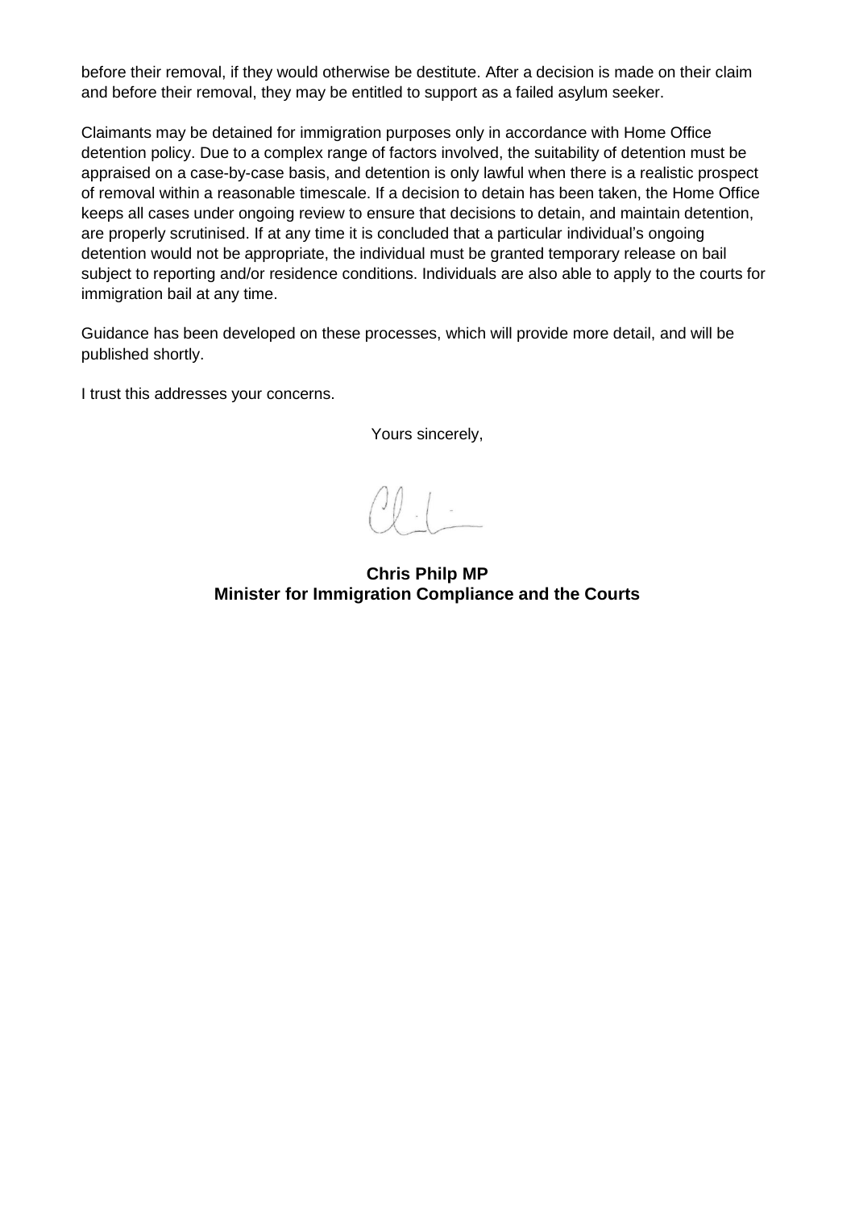before their removal, if they would otherwise be destitute. After a decision is made on their claim and before their removal, they may be entitled to support as a failed asylum seeker.

Claimants may be detained for immigration purposes only in accordance with Home Office detention policy. Due to a complex range of factors involved, the suitability of detention must be appraised on a case-by-case basis, and detention is only lawful when there is a realistic prospect of removal within a reasonable timescale. If a decision to detain has been taken, the Home Office keeps all cases under ongoing review to ensure that decisions to detain, and maintain detention, are properly scrutinised. If at any time it is concluded that a particular individual's ongoing detention would not be appropriate, the individual must be granted temporary release on bail subject to reporting and/or residence conditions. Individuals are also able to apply to the courts for immigration bail at any time.

Guidance has been developed on these processes, which will provide more detail, and will be published shortly.

I trust this addresses your concerns.

Yours sincerely,

**Chris Philp MP**
**Minister for Immigration Compliance and the Courts**